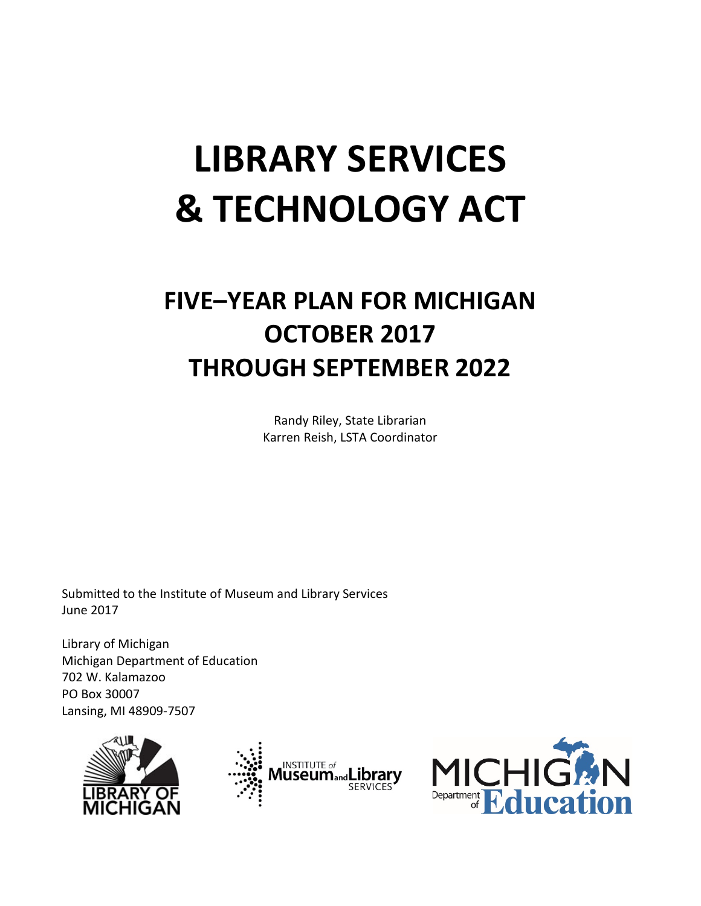# LIBRARY SERVICES & TECHNOLOGY ACT

## FIVE–YEAR PLAN FOR MICHIGAN OCTOBER 2017 THROUGH SEPTEMBER 2022

Randy Riley, State Librarian
Karren Reish, LSTA Coordinator

Submitted to the Institute of Museum and Library Services
June 2017

Library of Michigan
Michigan Department of Education
702 W. Kalamazoo
PO Box 30007
Lansing, MI 48909-7507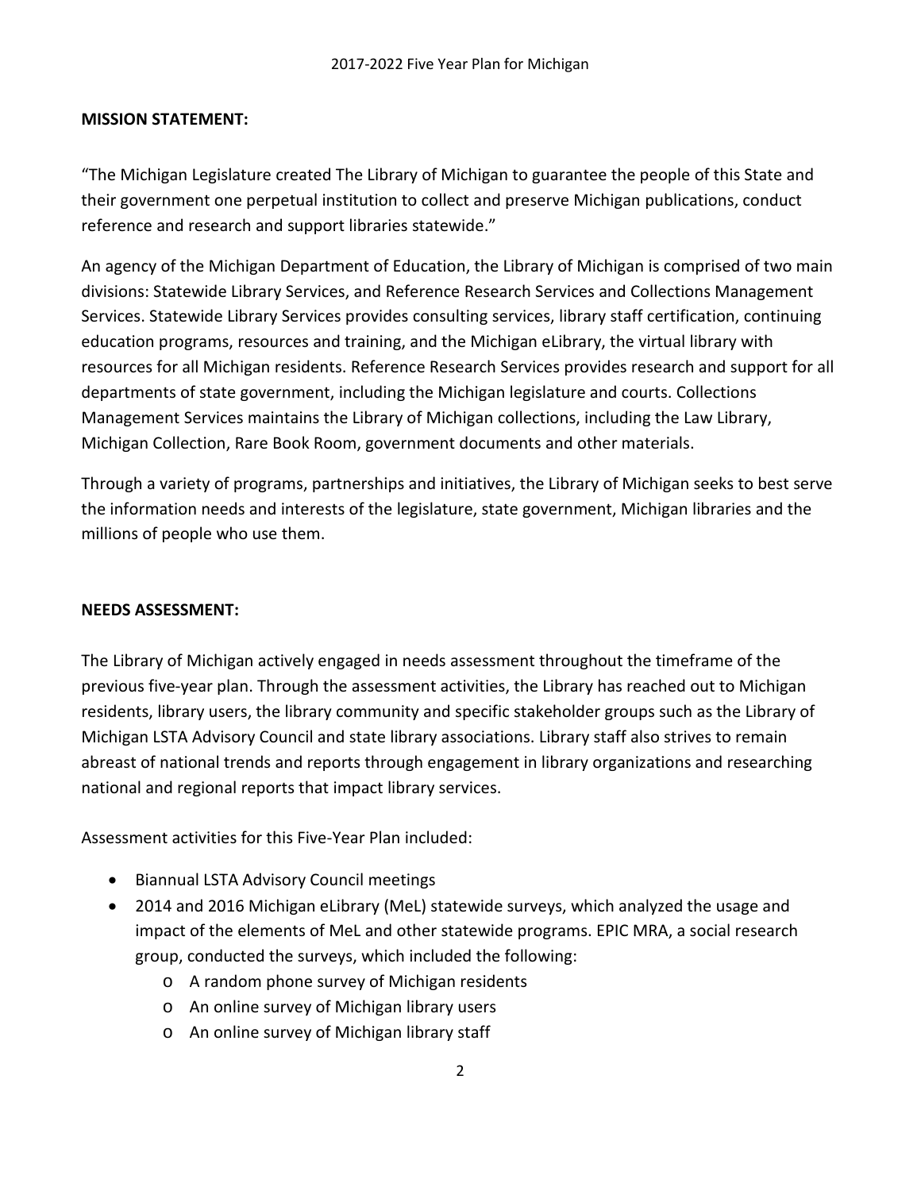**MISSION STATEMENT:**

"The Michigan Legislature created The Library of Michigan to guarantee the people of this State and their government one perpetual institution to collect and preserve Michigan publications, conduct reference and research and support libraries statewide."

An agency of the Michigan Department of Education, the Library of Michigan is comprised of two main divisions: Statewide Library Services, and Reference Research Services and Collections Management Services. Statewide Library Services provides consulting services, library staff certification, continuing education programs, resources and training, and the Michigan eLibrary, the virtual library with resources for all Michigan residents. Reference Research Services provides research and support for all departments of state government, including the Michigan legislature and courts. Collections Management Services maintains the Library of Michigan collections, including the Law Library, Michigan Collection, Rare Book Room, government documents and other materials.

Through a variety of programs, partnerships and initiatives, the Library of Michigan seeks to best serve the information needs and interests of the legislature, state government, Michigan libraries and the millions of people who use them.

**NEEDS ASSESSMENT:**

The Library of Michigan actively engaged in needs assessment throughout the timeframe of the previous five-year plan. Through the assessment activities, the Library has reached out to Michigan residents, library users, the library community and specific stakeholder groups such as the Library of Michigan LSTA Advisory Council and state library associations. Library staff also strives to remain abreast of national trends and reports through engagement in library organizations and researching national and regional reports that impact library services.

Assessment activities for this Five-Year Plan included:

- Biannual LSTA Advisory Council meetings
- 2014 and 2016 Michigan eLibrary (MeL) statewide surveys, which analyzed the usage and impact of the elements of MeL and other statewide programs. EPIC MRA, a social research group, conducted the surveys, which included the following:
  - A random phone survey of Michigan residents
  - An online survey of Michigan library users
  - An online survey of Michigan library staff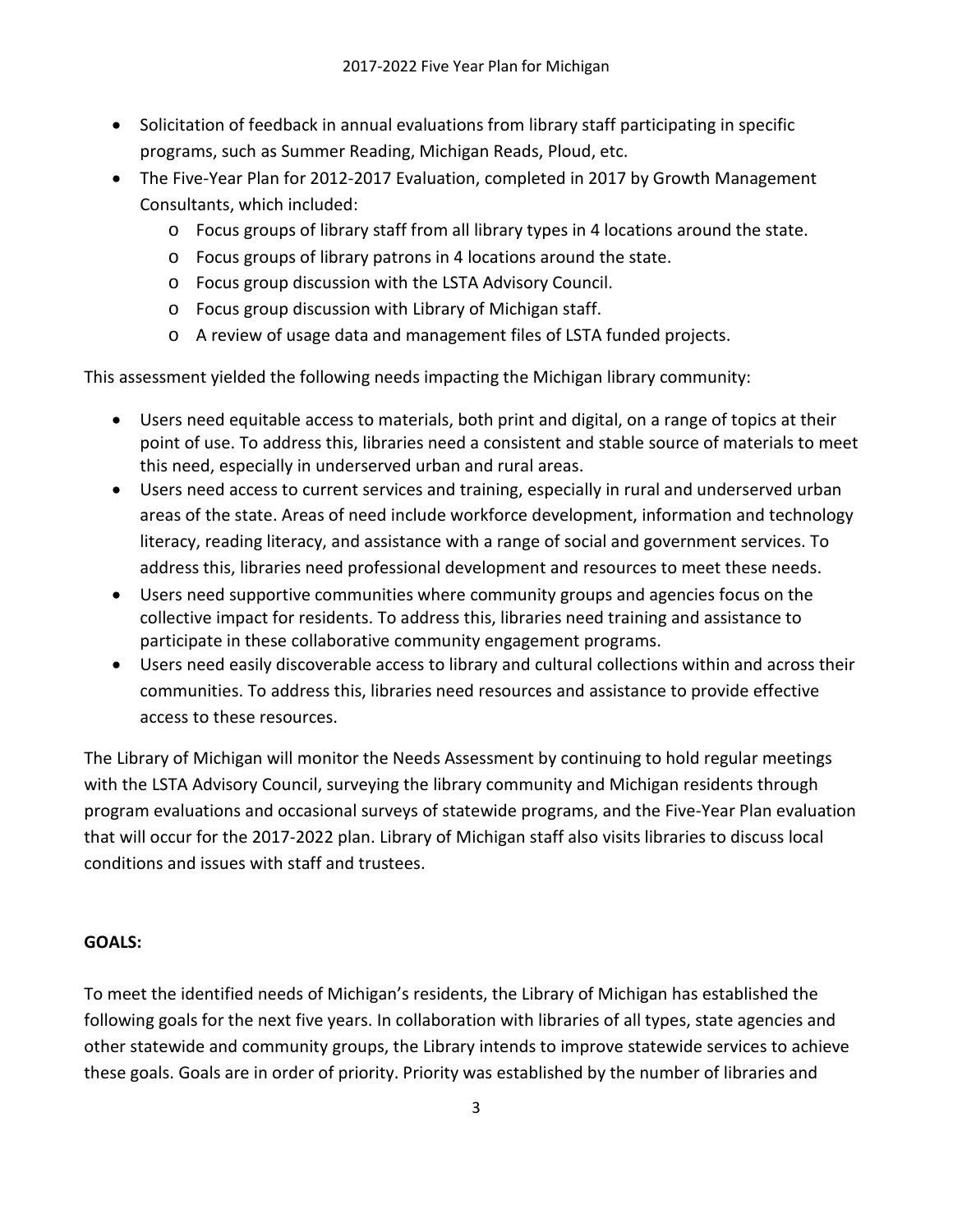- Solicitation of feedback in annual evaluations from library staff participating in specific programs, such as Summer Reading, Michigan Reads, Ploud, etc.
- The Five-Year Plan for 2012-2017 Evaluation, completed in 2017 by Growth Management Consultants, which included:
  - Focus groups of library staff from all library types in 4 locations around the state.
  - Focus groups of library patrons in 4 locations around the state.
  - Focus group discussion with the LSTA Advisory Council.
  - Focus group discussion with Library of Michigan staff.
  - A review of usage data and management files of LSTA funded projects.

This assessment yielded the following needs impacting the Michigan library community:

- Users need equitable access to materials, both print and digital, on a range of topics at their point of use. To address this, libraries need a consistent and stable source of materials to meet this need, especially in underserved urban and rural areas.
- Users need access to current services and training, especially in rural and underserved urban areas of the state. Areas of need include workforce development, information and technology literacy, reading literacy, and assistance with a range of social and government services. To address this, libraries need professional development and resources to meet these needs.
- Users need supportive communities where community groups and agencies focus on the collective impact for residents. To address this, libraries need training and assistance to participate in these collaborative community engagement programs.
- Users need easily discoverable access to library and cultural collections within and across their communities. To address this, libraries need resources and assistance to provide effective access to these resources.

The Library of Michigan will monitor the Needs Assessment by continuing to hold regular meetings with the LSTA Advisory Council, surveying the library community and Michigan residents through program evaluations and occasional surveys of statewide programs, and the Five-Year Plan evaluation that will occur for the 2017-2022 plan. Library of Michigan staff also visits libraries to discuss local conditions and issues with staff and trustees.

**GOALS:**

To meet the identified needs of Michigan's residents, the Library of Michigan has established the following goals for the next five years. In collaboration with libraries of all types, state agencies and other statewide and community groups, the Library intends to improve statewide services to achieve these goals. Goals are in order of priority. Priority was established by the number of libraries and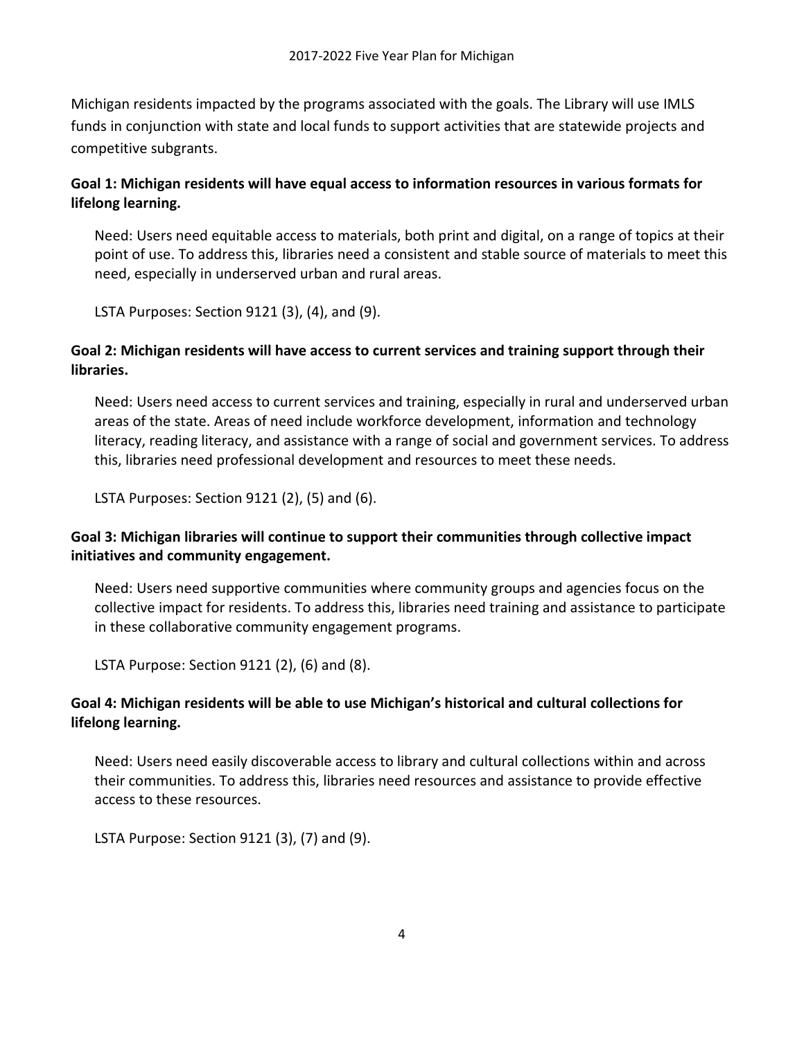Michigan residents impacted by the programs associated with the goals. The Library will use IMLS funds in conjunction with state and local funds to support activities that are statewide projects and competitive subgrants.

**Goal 1: Michigan residents will have equal access to information resources in various formats for lifelong learning.**

Need: Users need equitable access to materials, both print and digital, on a range of topics at their point of use. To address this, libraries need a consistent and stable source of materials to meet this need, especially in underserved urban and rural areas.

LSTA Purposes: Section 9121 (3), (4), and (9).

**Goal 2: Michigan residents will have access to current services and training support through their libraries.**

Need: Users need access to current services and training, especially in rural and underserved urban areas of the state. Areas of need include workforce development, information and technology literacy, reading literacy, and assistance with a range of social and government services. To address this, libraries need professional development and resources to meet these needs.

LSTA Purposes: Section 9121 (2), (5) and (6).

**Goal 3: Michigan libraries will continue to support their communities through collective impact initiatives and community engagement.**

Need: Users need supportive communities where community groups and agencies focus on the collective impact for residents. To address this, libraries need training and assistance to participate in these collaborative community engagement programs.

LSTA Purpose: Section 9121 (2), (6) and (8).

**Goal 4: Michigan residents will be able to use Michigan's historical and cultural collections for lifelong learning.**

Need: Users need easily discoverable access to library and cultural collections within and across their communities. To address this, libraries need resources and assistance to provide effective access to these resources.

LSTA Purpose: Section 9121 (3), (7) and (9).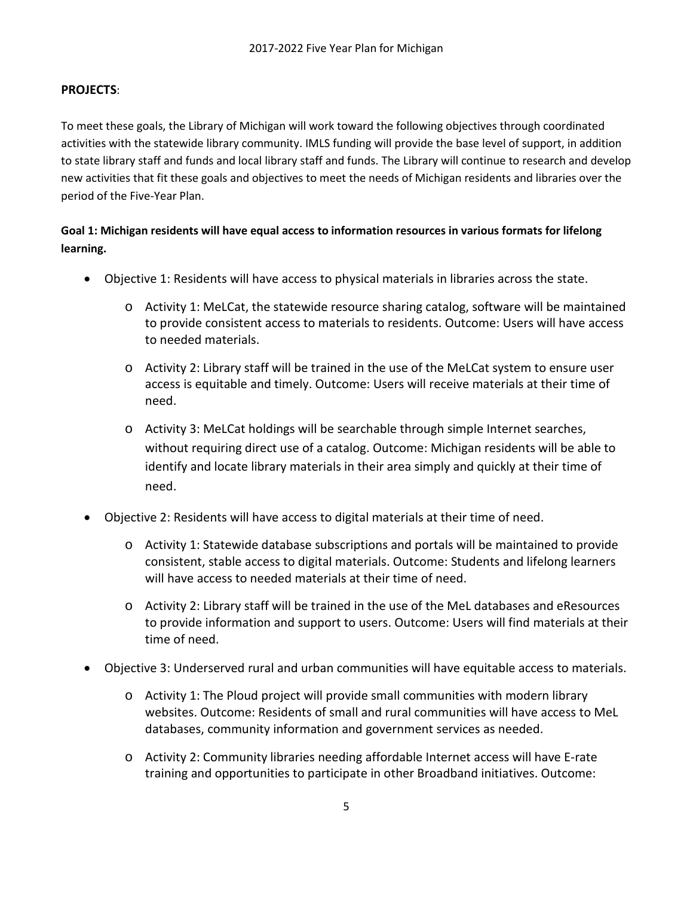**PROJECTS**:

To meet these goals, the Library of Michigan will work toward the following objectives through coordinated activities with the statewide library community. IMLS funding will provide the base level of support, in addition to state library staff and funds and local library staff and funds. The Library will continue to research and develop new activities that fit these goals and objectives to meet the needs of Michigan residents and libraries over the period of the Five-Year Plan.

**Goal 1: Michigan residents will have equal access to information resources in various formats for lifelong learning.**

- Objective 1: Residents will have access to physical materials in libraries across the state.
  - Activity 1: MeLCat, the statewide resource sharing catalog, software will be maintained to provide consistent access to materials to residents. Outcome: Users will have access to needed materials.
  - Activity 2: Library staff will be trained in the use of the MeLCat system to ensure user access is equitable and timely. Outcome: Users will receive materials at their time of need.
  - Activity 3: MeLCat holdings will be searchable through simple Internet searches, without requiring direct use of a catalog. Outcome: Michigan residents will be able to identify and locate library materials in their area simply and quickly at their time of need.
- Objective 2: Residents will have access to digital materials at their time of need.
  - Activity 1: Statewide database subscriptions and portals will be maintained to provide consistent, stable access to digital materials. Outcome: Students and lifelong learners will have access to needed materials at their time of need.
  - Activity 2: Library staff will be trained in the use of the MeL databases and eResources to provide information and support to users. Outcome: Users will find materials at their time of need.
- Objective 3: Underserved rural and urban communities will have equitable access to materials.
  - Activity 1: The Ploud project will provide small communities with modern library websites. Outcome: Residents of small and rural communities will have access to MeL databases, community information and government services as needed.
  - Activity 2: Community libraries needing affordable Internet access will have E-rate training and opportunities to participate in other Broadband initiatives. Outcome: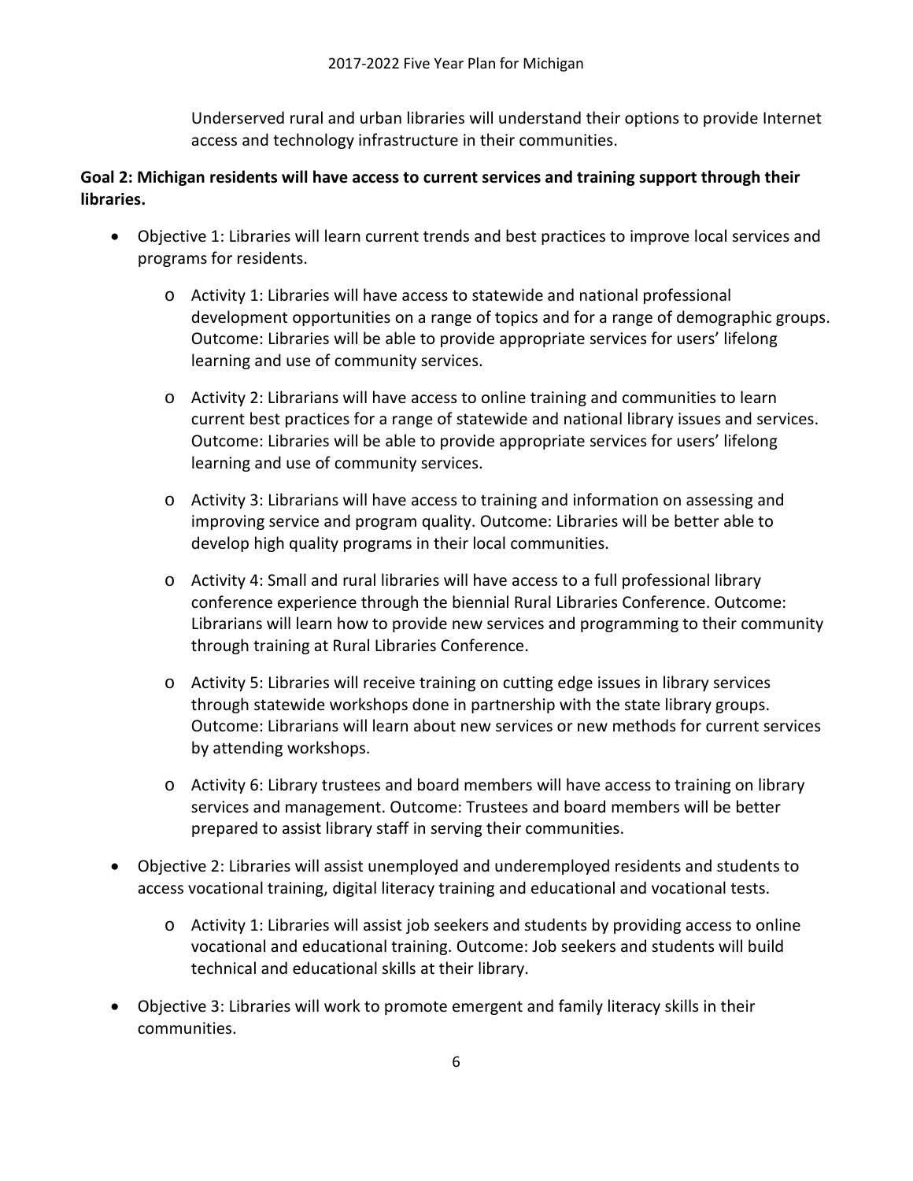Underserved rural and urban libraries will understand their options to provide Internet access and technology infrastructure in their communities.

**Goal 2: Michigan residents will have access to current services and training support through their libraries.**

- Objective 1: Libraries will learn current trends and best practices to improve local services and programs for residents.
    - Activity 1: Libraries will have access to statewide and national professional development opportunities on a range of topics and for a range of demographic groups. Outcome: Libraries will be able to provide appropriate services for users' lifelong learning and use of community services.
    - Activity 2: Librarians will have access to online training and communities to learn current best practices for a range of statewide and national library issues and services. Outcome: Libraries will be able to provide appropriate services for users' lifelong learning and use of community services.
    - Activity 3: Librarians will have access to training and information on assessing and improving service and program quality. Outcome: Libraries will be better able to develop high quality programs in their local communities.
    - Activity 4: Small and rural libraries will have access to a full professional library conference experience through the biennial Rural Libraries Conference. Outcome: Librarians will learn how to provide new services and programming to their community through training at Rural Libraries Conference.
    - Activity 5: Libraries will receive training on cutting edge issues in library services through statewide workshops done in partnership with the state library groups. Outcome: Librarians will learn about new services or new methods for current services by attending workshops.
    - Activity 6: Library trustees and board members will have access to training on library services and management. Outcome: Trustees and board members will be better prepared to assist library staff in serving their communities.
- Objective 2: Libraries will assist unemployed and underemployed residents and students to access vocational training, digital literacy training and educational and vocational tests.
    - Activity 1: Libraries will assist job seekers and students by providing access to online vocational and educational training. Outcome: Job seekers and students will build technical and educational skills at their library.
- Objective 3: Libraries will work to promote emergent and family literacy skills in their communities.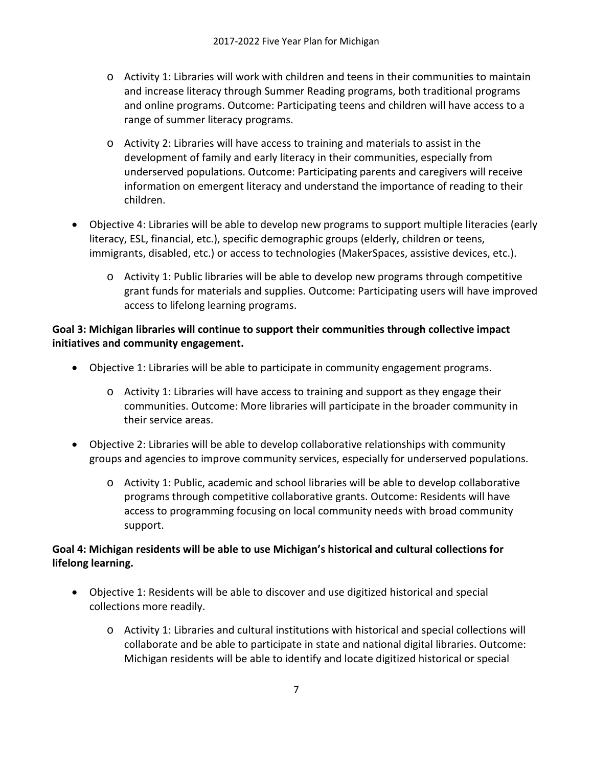- Activity 1: Libraries will work with children and teens in their communities to maintain and increase literacy through Summer Reading programs, both traditional programs and online programs. Outcome: Participating teens and children will have access to a range of summer literacy programs.
- Activity 2: Libraries will have access to training and materials to assist in the development of family and early literacy in their communities, especially from underserved populations. Outcome: Participating parents and caregivers will receive information on emergent literacy and understand the importance of reading to their children.

- Objective 4: Libraries will be able to develop new programs to support multiple literacies (early literacy, ESL, financial, etc.), specific demographic groups (elderly, children or teens, immigrants, disabled, etc.) or access to technologies (MakerSpaces, assistive devices, etc.).
    - Activity 1: Public libraries will be able to develop new programs through competitive grant funds for materials and supplies. Outcome: Participating users will have improved access to lifelong learning programs.

**Goal 3: Michigan libraries will continue to support their communities through collective impact initiatives and community engagement.**

- Objective 1: Libraries will be able to participate in community engagement programs.
    - Activity 1: Libraries will have access to training and support as they engage their communities. Outcome: More libraries will participate in the broader community in their service areas.
- Objective 2: Libraries will be able to develop collaborative relationships with community groups and agencies to improve community services, especially for underserved populations.
    - Activity 1: Public, academic and school libraries will be able to develop collaborative programs through competitive collaborative grants. Outcome: Residents will have access to programming focusing on local community needs with broad community support.

**Goal 4: Michigan residents will be able to use Michigan's historical and cultural collections for lifelong learning.**

- Objective 1: Residents will be able to discover and use digitized historical and special collections more readily.
    - Activity 1: Libraries and cultural institutions with historical and special collections will collaborate and be able to participate in state and national digital libraries. Outcome: Michigan residents will be able to identify and locate digitized historical or special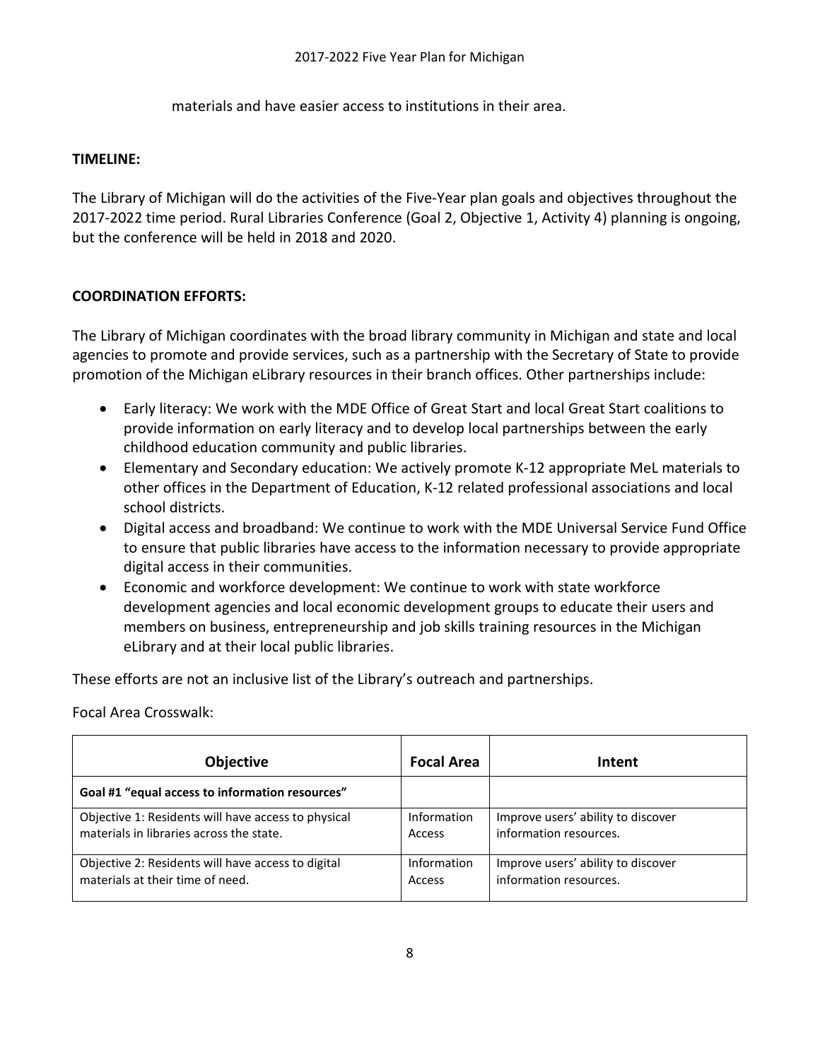materials and have easier access to institutions in their area.

**TIMELINE:**

The Library of Michigan will do the activities of the Five-Year plan goals and objectives throughout the 2017-2022 time period. Rural Libraries Conference (Goal 2, Objective 1, Activity 4) planning is ongoing, but the conference will be held in 2018 and 2020.

**COORDINATION EFFORTS:**

The Library of Michigan coordinates with the broad library community in Michigan and state and local agencies to promote and provide services, such as a partnership with the Secretary of State to provide promotion of the Michigan eLibrary resources in their branch offices. Other partnerships include:

- Early literacy: We work with the MDE Office of Great Start and local Great Start coalitions to provide information on early literacy and to develop local partnerships between the early childhood education community and public libraries.
- Elementary and Secondary education: We actively promote K-12 appropriate MeL materials to other offices in the Department of Education, K-12 related professional associations and local school districts.
- Digital access and broadband: We continue to work with the MDE Universal Service Fund Office to ensure that public libraries have access to the information necessary to provide appropriate digital access in their communities.
- Economic and workforce development: We continue to work with state workforce development agencies and local economic development groups to educate their users and members on business, entrepreneurship and job skills training resources in the Michigan eLibrary and at their local public libraries.

These efforts are not an inclusive list of the Library's outreach and partnerships.

Focal Area Crosswalk:

| Objective | Focal Area | Intent |
|---|---|---|
| **Goal #1 "equal access to information resources"** | | |
| Objective 1: Residents will have access to physical materials in libraries across the state. | Information Access | Improve users' ability to discover information resources. |
| Objective 2: Residents will have access to digital materials at their time of need. | Information Access | Improve users' ability to discover information resources. |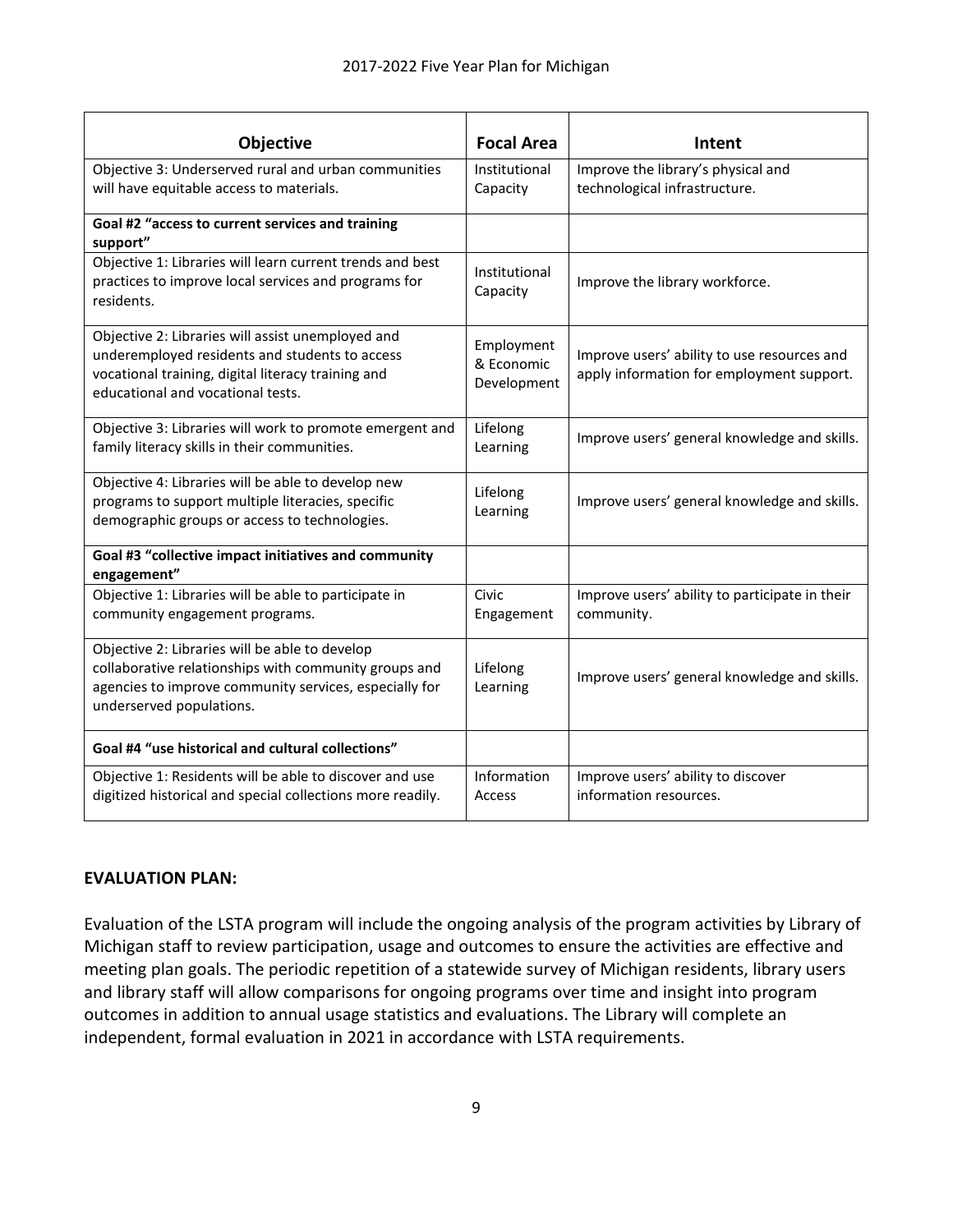| Objective | Focal Area | Intent |
|---|---|---|
| Objective 3: Underserved rural and urban communities will have equitable access to materials. | Institutional Capacity | Improve the library's physical and technological infrastructure. |
| **Goal #2 "access to current services and training support"** | | |
| Objective 1: Libraries will learn current trends and best practices to improve local services and programs for residents. | Institutional Capacity | Improve the library workforce. |
| Objective 2: Libraries will assist unemployed and underemployed residents and students to access vocational training, digital literacy training and educational and vocational tests. | Employment & Economic Development | Improve users' ability to use resources and apply information for employment support. |
| Objective 3: Libraries will work to promote emergent and family literacy skills in their communities. | Lifelong Learning | Improve users' general knowledge and skills. |
| Objective 4: Libraries will be able to develop new programs to support multiple literacies, specific demographic groups or access to technologies. | Lifelong Learning | Improve users' general knowledge and skills. |
| **Goal #3 "collective impact initiatives and community engagement"** | | |
| Objective 1: Libraries will be able to participate in community engagement programs. | Civic Engagement | Improve users' ability to participate in their community. |
| Objective 2: Libraries will be able to develop collaborative relationships with community groups and agencies to improve community services, especially for underserved populations. | Lifelong Learning | Improve users' general knowledge and skills. |
| **Goal #4 "use historical and cultural collections"** | | |
| Objective 1: Residents will be able to discover and use digitized historical and special collections more readily. | Information Access | Improve users' ability to discover information resources. |

**EVALUATION PLAN:**

Evaluation of the LSTA program will include the ongoing analysis of the program activities by Library of Michigan staff to review participation, usage and outcomes to ensure the activities are effective and meeting plan goals. The periodic repetition of a statewide survey of Michigan residents, library users and library staff will allow comparisons for ongoing programs over time and insight into program outcomes in addition to annual usage statistics and evaluations. The Library will complete an independent, formal evaluation in 2021 in accordance with LSTA requirements.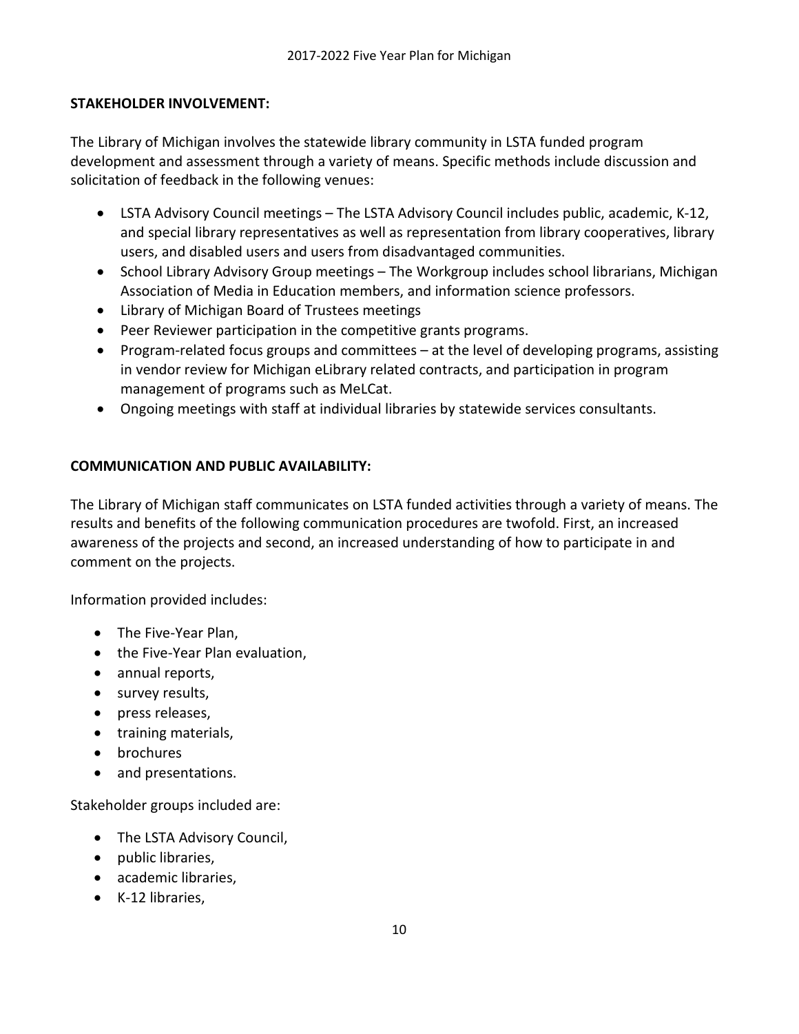**STAKEHOLDER INVOLVEMENT:**

The Library of Michigan involves the statewide library community in LSTA funded program development and assessment through a variety of means. Specific methods include discussion and solicitation of feedback in the following venues:

- LSTA Advisory Council meetings – The LSTA Advisory Council includes public, academic, K-12, and special library representatives as well as representation from library cooperatives, library users, and disabled users and users from disadvantaged communities.
- School Library Advisory Group meetings – The Workgroup includes school librarians, Michigan Association of Media in Education members, and information science professors.
- Library of Michigan Board of Trustees meetings
- Peer Reviewer participation in the competitive grants programs.
- Program-related focus groups and committees – at the level of developing programs, assisting in vendor review for Michigan eLibrary related contracts, and participation in program management of programs such as MeLCat.
- Ongoing meetings with staff at individual libraries by statewide services consultants.

**COMMUNICATION AND PUBLIC AVAILABILITY:**

The Library of Michigan staff communicates on LSTA funded activities through a variety of means. The results and benefits of the following communication procedures are twofold. First, an increased awareness of the projects and second, an increased understanding of how to participate in and comment on the projects.

Information provided includes:

- The Five-Year Plan,
- the Five-Year Plan evaluation,
- annual reports,
- survey results,
- press releases,
- training materials,
- brochures
- and presentations.

Stakeholder groups included are:

- The LSTA Advisory Council,
- public libraries,
- academic libraries,
- K-12 libraries,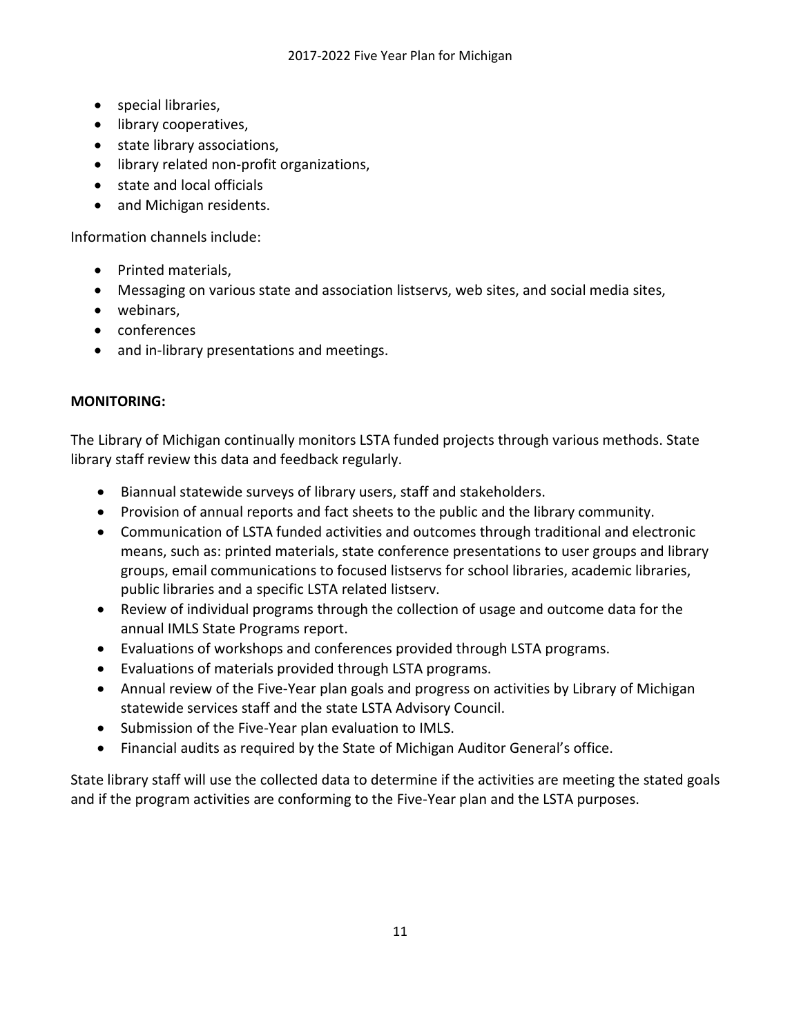- special libraries,
- library cooperatives,
- state library associations,
- library related non-profit organizations,
- state and local officials
- and Michigan residents.

Information channels include:

- Printed materials,
- Messaging on various state and association listservs, web sites, and social media sites,
- webinars,
- conferences
- and in-library presentations and meetings.

**MONITORING:**

The Library of Michigan continually monitors LSTA funded projects through various methods. State library staff review this data and feedback regularly.

- Biannual statewide surveys of library users, staff and stakeholders.
- Provision of annual reports and fact sheets to the public and the library community.
- Communication of LSTA funded activities and outcomes through traditional and electronic means, such as: printed materials, state conference presentations to user groups and library groups, email communications to focused listservs for school libraries, academic libraries, public libraries and a specific LSTA related listserv.
- Review of individual programs through the collection of usage and outcome data for the annual IMLS State Programs report.
- Evaluations of workshops and conferences provided through LSTA programs.
- Evaluations of materials provided through LSTA programs.
- Annual review of the Five-Year plan goals and progress on activities by Library of Michigan statewide services staff and the state LSTA Advisory Council.
- Submission of the Five-Year plan evaluation to IMLS.
- Financial audits as required by the State of Michigan Auditor General's office.

State library staff will use the collected data to determine if the activities are meeting the stated goals and if the program activities are conforming to the Five-Year plan and the LSTA purposes.